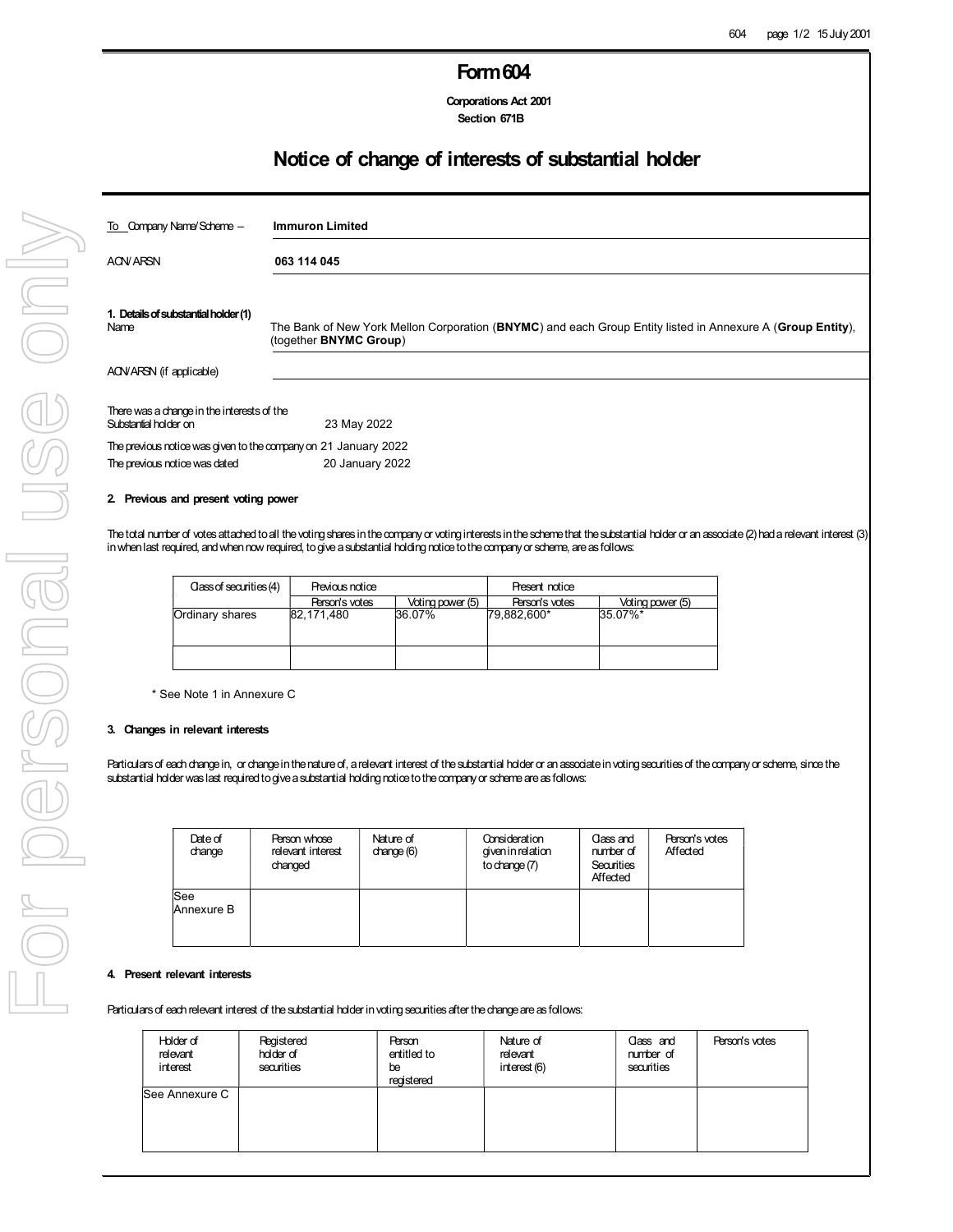# Form 604

**Corporations Act 2001**
**Section 671B**

## Notice of change of interests of substantial holder

| | |
|---|---|
| To Company Name/Scheme – | **Immuron Limited** |
| ACN/ARSN | **063 114 045** |

**1. Details of substantial holder (1)**

| | |
|---|---|
| Name | The Bank of New York Mellon Corporation (**BNYMC**) and each Group Entity listed in Annexure A (**Group Entity**), (together **BNYMC Group**) |
| ACN/ARSN (if applicable) | |

There was a change in the interests of the Substantial holder on 23 May 2022

The previous notice was given to the company on 21 January 2022

The previous notice was dated 20 January 2022

**2. Previous and present voting power**

The total number of votes attached to all the voting shares in the company or voting interests in the scheme that the substantial holder or an associate (2) had a relevant interest (3) in when last required, and when now required, to give a substantial holding notice to the company or scheme, are as follows:

| Class of securities (4) | Previous notice | | Present notice | |
|---|---|---|---|---|
| | Person's votes | Voting power (5) | Person's votes | Voting power (5) |
| Ordinary shares | 82,171,480 | 36.07% | 79,882,600* | 35.07%* |
| | | | | |

\* See Note 1 in Annexure C

**3. Changes in relevant interests**

Particulars of each change in, or change in the nature of, a relevant interest of the substantial holder or an associate in voting securities of the company or scheme, since the substantial holder was last required to give a substantial holding notice to the company or scheme are as follows:

| Date of change | Person whose relevant interest changed | Nature of change (6) | Consideration given in relation to change (7) | Class and number of Securities Affected | Person's votes Affected |
|---|---|---|---|---|---|
| See Annexure B | | | | | |

**4. Present relevant interests**

Particulars of each relevant interest of the substantial holder in voting securities after the change are as follows:

| Holder of relevant interest | Registered holder of securities | Person entitled to be registered | Nature of relevant interest (6) | Class and number of securities | Person's votes |
|---|---|---|---|---|---|
| See Annexure C | | | | | |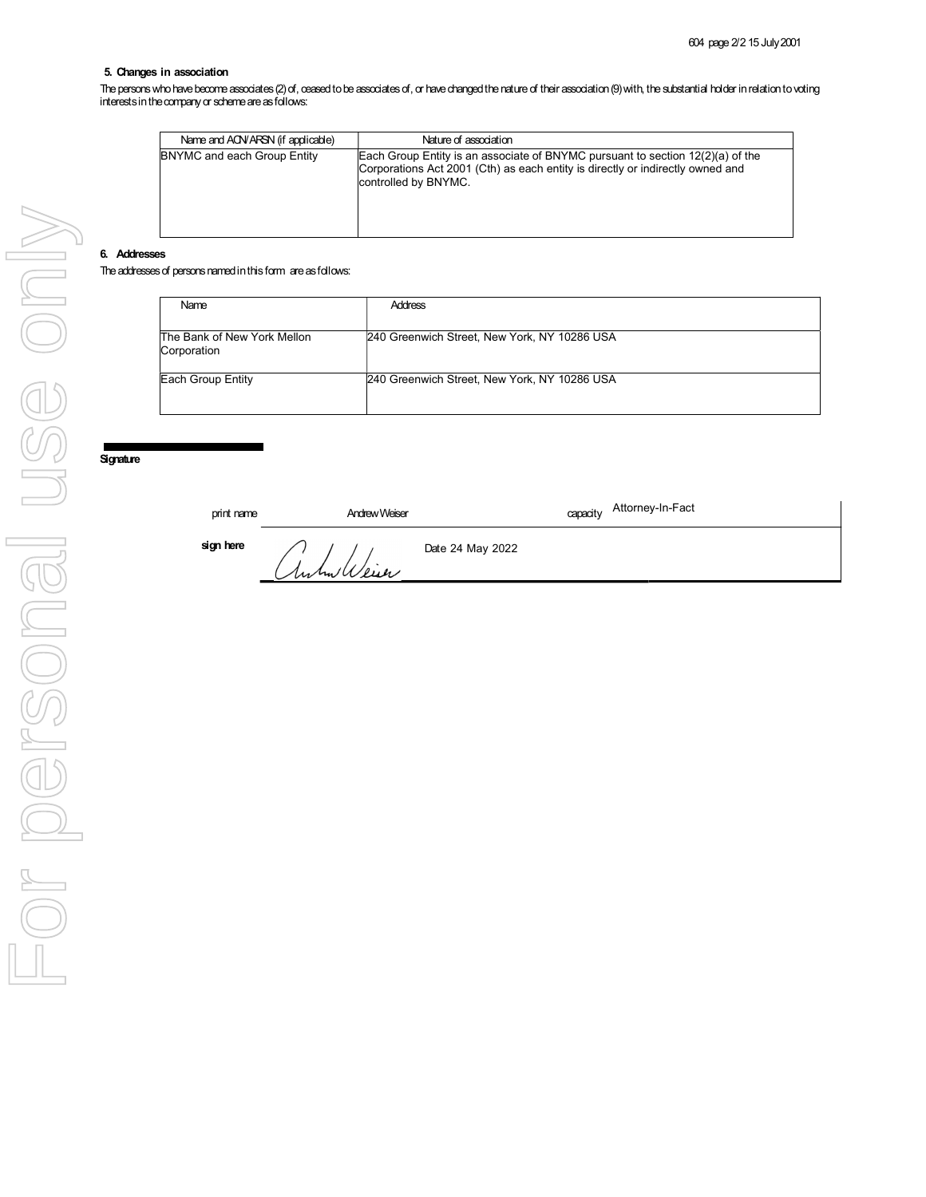## 5. Changes in association

The persons who have become associates (2) of, ceased to be associates of, or have changed the nature of their association (9) with, the substantial holder in relation to voting interests in the company or scheme are as follows:

| Name and ACN/ARSN (if applicable) | Nature of association |
|---|---|
| BNYMC and each Group Entity | Each Group Entity is an associate of BNYMC pursuant to section 12(2)(a) of the Corporations Act 2001 (Cth) as each entity is directly or indirectly owned and controlled by BNYMC. |

## 6. Addresses

The addresses of persons named in this form are as follows:

| Name | Address |
|---|---|
| The Bank of New York Mellon Corporation | 240 Greenwich Street, New York, NY 10286 USA |
| Each Group Entity | 240 Greenwich Street, New York, NY 10286 USA |

**Signature**

| | | | |
|---|---|---|---|
| print name | Andrew Weiser | capacity | Attorney-In-Fact |
| **sign here** | Andrew Weiser | Date 24 May 2022 | |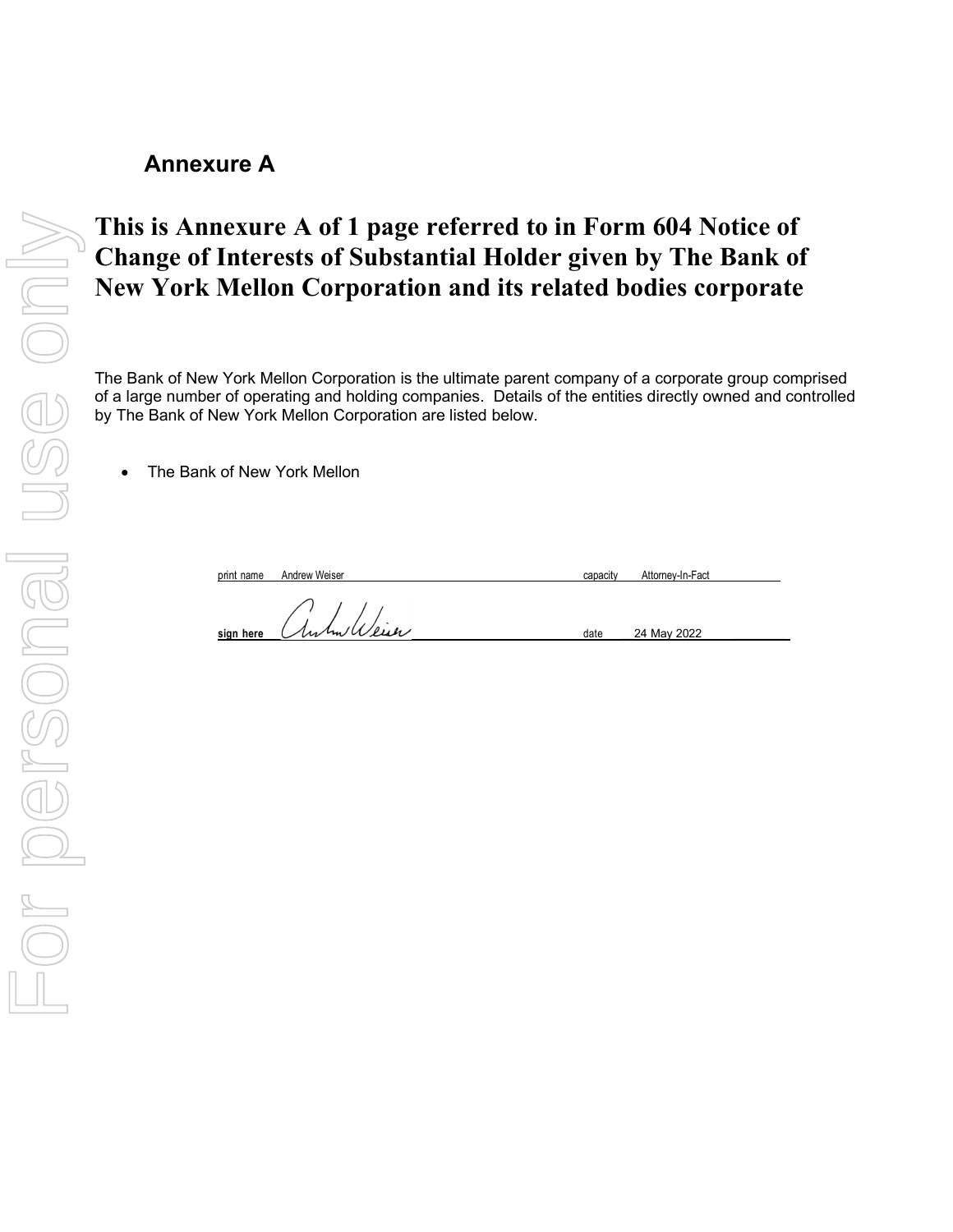## Annexure A

# This is Annexure A of 1 page referred to in Form 604 Notice of Change of Interests of Substantial Holder given by The Bank of New York Mellon Corporation and its related bodies corporate

The Bank of New York Mellon Corporation is the ultimate parent company of a corporate group comprised of a large number of operating and holding companies. Details of the entities directly owned and controlled by The Bank of New York Mellon Corporation are listed below.

- The Bank of New York Mellon

| | | | |
|---|---|---|---|
| print name | Andrew Weiser | capacity | Attorney-In-Fact |
| **sign here** | Andrew Weiser | date | 24 May 2022 |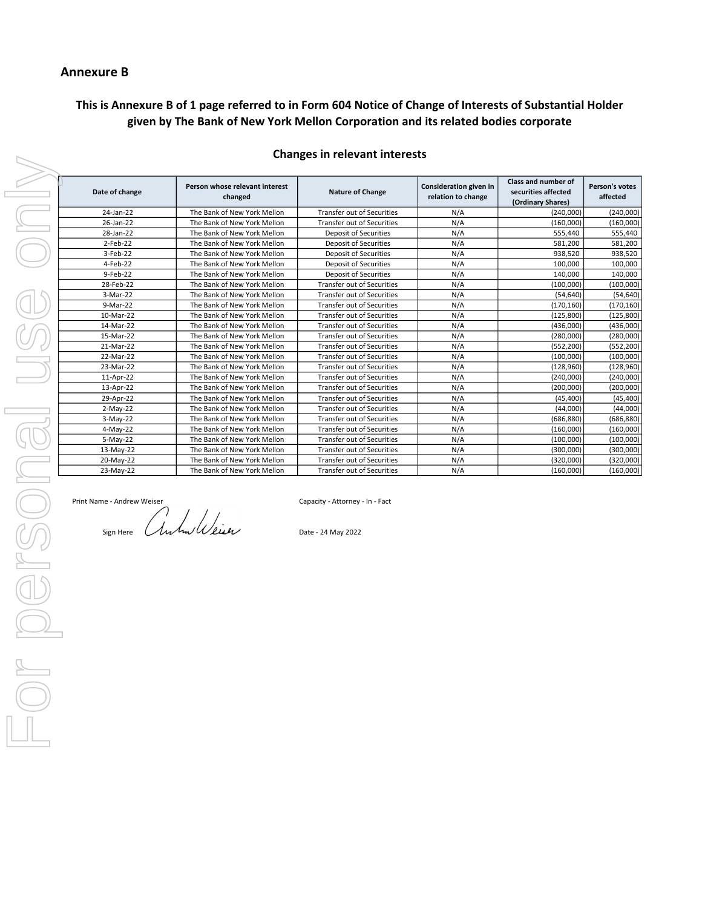## Annexure B

### This is Annexure B of 1 page referred to in Form 604 Notice of Change of Interests of Substantial Holder given by The Bank of New York Mellon Corporation and its related bodies corporate

### Changes in relevant interests

| Date of change | Person whose relevant interest changed | Nature of Change | Consideration given in relation to change | Class and number of securities affected (Ordinary Shares) | Person's votes affected |
|---|---|---|---|---|---|
| 24-Jan-22 | The Bank of New York Mellon | Transfer out of Securities | N/A | (240,000) | (240,000) |
| 26-Jan-22 | The Bank of New York Mellon | Transfer out of Securities | N/A | (160,000) | (160,000) |
| 28-Jan-22 | The Bank of New York Mellon | Deposit of Securities | N/A | 555,440 | 555,440 |
| 2-Feb-22 | The Bank of New York Mellon | Deposit of Securities | N/A | 581,200 | 581,200 |
| 3-Feb-22 | The Bank of New York Mellon | Deposit of Securities | N/A | 938,520 | 938,520 |
| 4-Feb-22 | The Bank of New York Mellon | Deposit of Securities | N/A | 100,000 | 100,000 |
| 9-Feb-22 | The Bank of New York Mellon | Deposit of Securities | N/A | 140,000 | 140,000 |
| 28-Feb-22 | The Bank of New York Mellon | Transfer out of Securities | N/A | (100,000) | (100,000) |
| 3-Mar-22 | The Bank of New York Mellon | Transfer out of Securities | N/A | (54,640) | (54,640) |
| 9-Mar-22 | The Bank of New York Mellon | Transfer out of Securities | N/A | (170,160) | (170,160) |
| 10-Mar-22 | The Bank of New York Mellon | Transfer out of Securities | N/A | (125,800) | (125,800) |
| 14-Mar-22 | The Bank of New York Mellon | Transfer out of Securities | N/A | (436,000) | (436,000) |
| 15-Mar-22 | The Bank of New York Mellon | Transfer out of Securities | N/A | (280,000) | (280,000) |
| 21-Mar-22 | The Bank of New York Mellon | Transfer out of Securities | N/A | (552,200) | (552,200) |
| 22-Mar-22 | The Bank of New York Mellon | Transfer out of Securities | N/A | (100,000) | (100,000) |
| 23-Mar-22 | The Bank of New York Mellon | Transfer out of Securities | N/A | (128,960) | (128,960) |
| 11-Apr-22 | The Bank of New York Mellon | Transfer out of Securities | N/A | (240,000) | (240,000) |
| 13-Apr-22 | The Bank of New York Mellon | Transfer out of Securities | N/A | (200,000) | (200,000) |
| 29-Apr-22 | The Bank of New York Mellon | Transfer out of Securities | N/A | (45,400) | (45,400) |
| 2-May-22 | The Bank of New York Mellon | Transfer out of Securities | N/A | (44,000) | (44,000) |
| 3-May-22 | The Bank of New York Mellon | Transfer out of Securities | N/A | (686,880) | (686,880) |
| 4-May-22 | The Bank of New York Mellon | Transfer out of Securities | N/A | (160,000) | (160,000) |
| 5-May-22 | The Bank of New York Mellon | Transfer out of Securities | N/A | (100,000) | (100,000) |
| 13-May-22 | The Bank of New York Mellon | Transfer out of Securities | N/A | (300,000) | (300,000) |
| 20-May-22 | The Bank of New York Mellon | Transfer out of Securities | N/A | (320,000) | (320,000) |
| 23-May-22 | The Bank of New York Mellon | Transfer out of Securities | N/A | (160,000) | (160,000) |

Print Name - Andrew Weiser

Capacity - Attorney - In - Fact

Sign Here

Date - 24 May 2022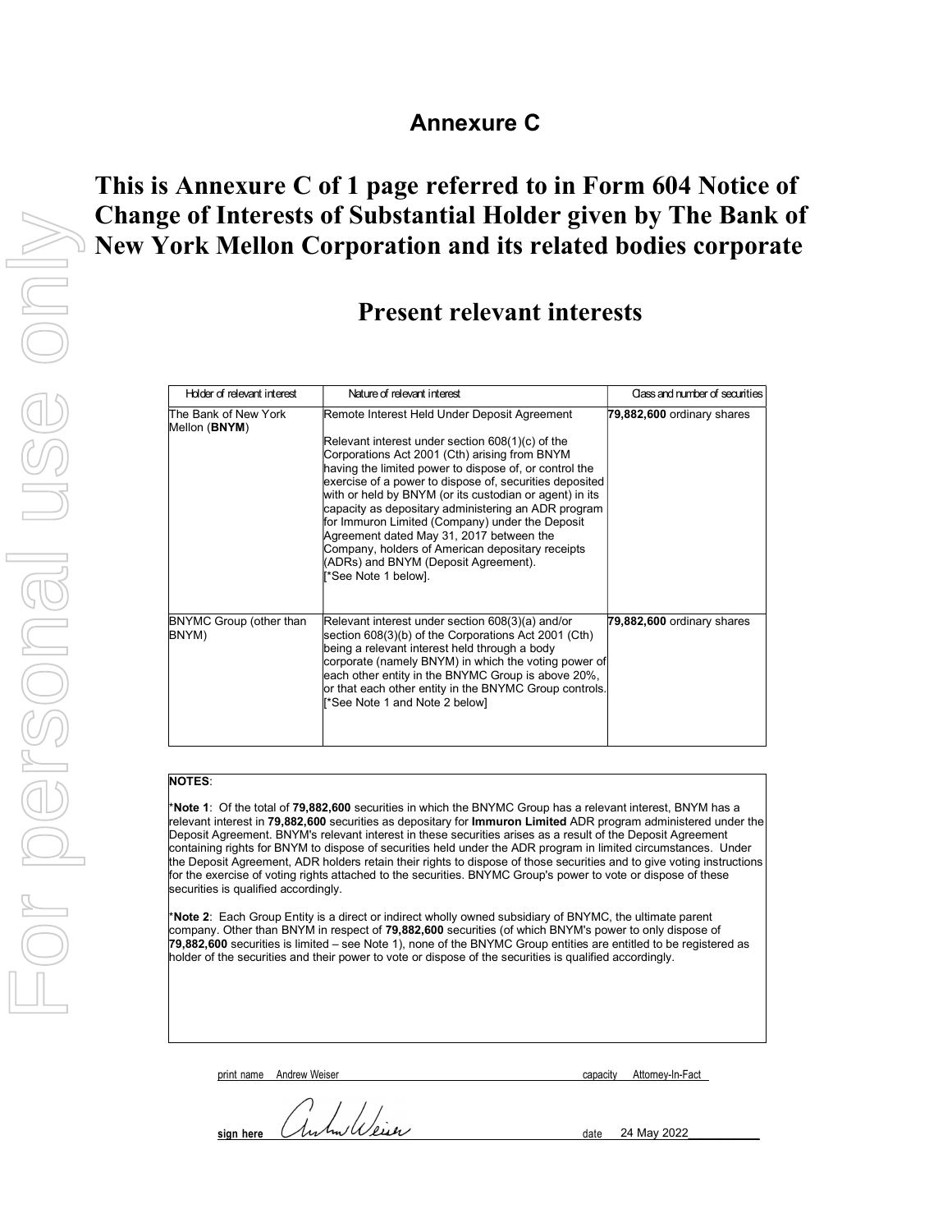# Annexure C

## This is Annexure C of 1 page referred to in Form 604 Notice of Change of Interests of Substantial Holder given by The Bank of New York Mellon Corporation and its related bodies corporate

## Present relevant interests

| Holder of relevant interest | Nature of relevant interest | Class and number of securities |
|---|---|---|
| The Bank of New York Mellon (**BNYM**) | Remote Interest Held Under Deposit Agreement<br><br>Relevant interest under section 608(1)(c) of the Corporations Act 2001 (Cth) arising from BNYM having the limited power to dispose of, or control the exercise of a power to dispose of, securities deposited with or held by BNYM (or its custodian or agent) in its capacity as depositary administering an ADR program for Immuron Limited (Company) under the Deposit Agreement dated May 31, 2017 between the Company, holders of American depositary receipts (ADRs) and BNYM (Deposit Agreement).<br>[*See Note 1 below]. | **79,882,600** ordinary shares |
| BNYMC Group (other than BNYM) | Relevant interest under section 608(3)(a) and/or section 608(3)(b) of the Corporations Act 2001 (Cth) being a relevant interest held through a body corporate (namely BNYM) in which the voting power of each other entity in the BNYMC Group is above 20%, or that each other entity in the BNYMC Group controls.<br>[*See Note 1 and Note 2 below] | **79,882,600** ordinary shares |

**NOTES**:

***Note 1**: Of the total of **79,882,600** securities in which the BNYMC Group has a relevant interest, BNYM has a relevant interest in **79,882,600** securities as depositary for **Immuron Limited** ADR program administered under the Deposit Agreement. BNYM's relevant interest in these securities arises as a result of the Deposit Agreement containing rights for BNYM to dispose of securities held under the ADR program in limited circumstances. Under the Deposit Agreement, ADR holders retain their rights to dispose of those securities and to give voting instructions for the exercise of voting rights attached to the securities. BNYMC Group's power to vote or dispose of these securities is qualified accordingly.

***Note 2**: Each Group Entity is a direct or indirect wholly owned subsidiary of BNYMC, the ultimate parent company. Other than BNYM in respect of **79,882,600** securities (of which BNYM's power to only dispose of **79,882,600** securities is limited – see Note 1), none of the BNYMC Group entities are entitled to be registered as holder of the securities and their power to vote or dispose of the securities is qualified accordingly.

print name Andrew Weiser capacity Attorney-In-Fact

**sign here** [signature] date 24 May 2022